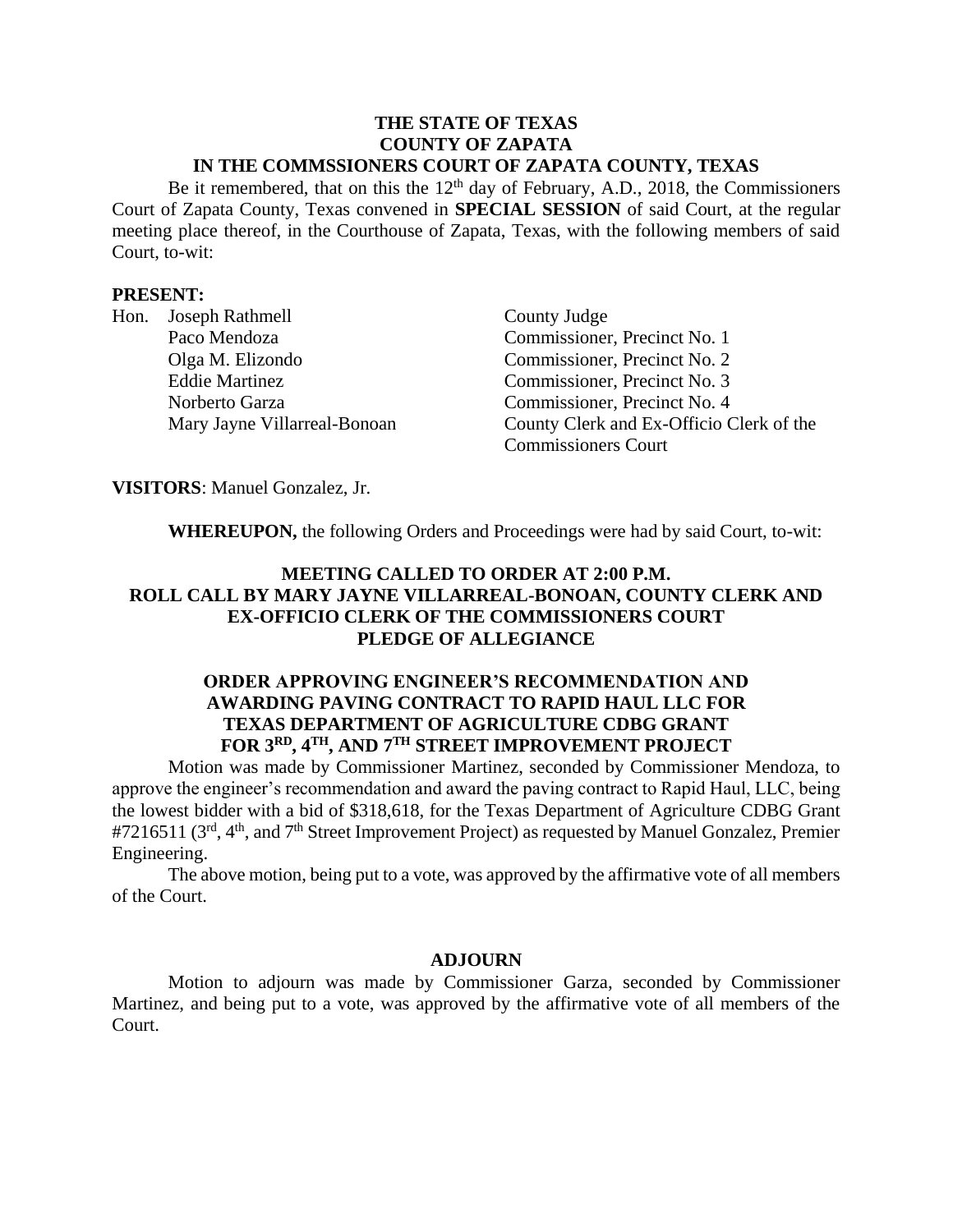**THE STATE OF TEXAS**
**COUNTY OF ZAPATA**
**IN THE COMMSSIONERS COURT OF ZAPATA COUNTY, TEXAS**

Be it remembered, that on this the 12th day of February, A.D., 2018, the Commissioners Court of Zapata County, Texas convened in **SPECIAL SESSION** of said Court, at the regular meeting place thereof, in the Courthouse of Zapata, Texas, with the following members of said Court, to-wit:

**PRESENT:**

| | | |
|---|---|---|
| Hon. | Joseph Rathmell | County Judge |
| | Paco Mendoza | Commissioner, Precinct No. 1 |
| | Olga M. Elizondo | Commissioner, Precinct No. 2 |
| | Eddie Martinez | Commissioner, Precinct No. 3 |
| | Norberto Garza | Commissioner, Precinct No. 4 |
| | Mary Jayne Villarreal-Bonoan | County Clerk and Ex-Officio Clerk of the Commissioners Court |

**VISITORS**: Manuel Gonzalez, Jr.

**WHEREUPON,** the following Orders and Proceedings were had by said Court, to-wit:

**MEETING CALLED TO ORDER AT 2:00 P.M.**
**ROLL CALL BY MARY JAYNE VILLARREAL-BONOAN, COUNTY CLERK AND EX-OFFICIO CLERK OF THE COMMISSIONERS COURT**
**PLEDGE OF ALLEGIANCE**

**ORDER APPROVING ENGINEER'S RECOMMENDATION AND AWARDING PAVING CONTRACT TO RAPID HAUL LLC FOR TEXAS DEPARTMENT OF AGRICULTURE CDBG GRANT FOR 3RD, 4TH, AND 7TH STREET IMPROVEMENT PROJECT**

Motion was made by Commissioner Martinez, seconded by Commissioner Mendoza, to approve the engineer's recommendation and award the paving contract to Rapid Haul, LLC, being the lowest bidder with a bid of $318,618, for the Texas Department of Agriculture CDBG Grant #7216511 (3rd, 4th, and 7th Street Improvement Project) as requested by Manuel Gonzalez, Premier Engineering.

The above motion, being put to a vote, was approved by the affirmative vote of all members of the Court.

**ADJOURN**

Motion to adjourn was made by Commissioner Garza, seconded by Commissioner Martinez, and being put to a vote, was approved by the affirmative vote of all members of the Court.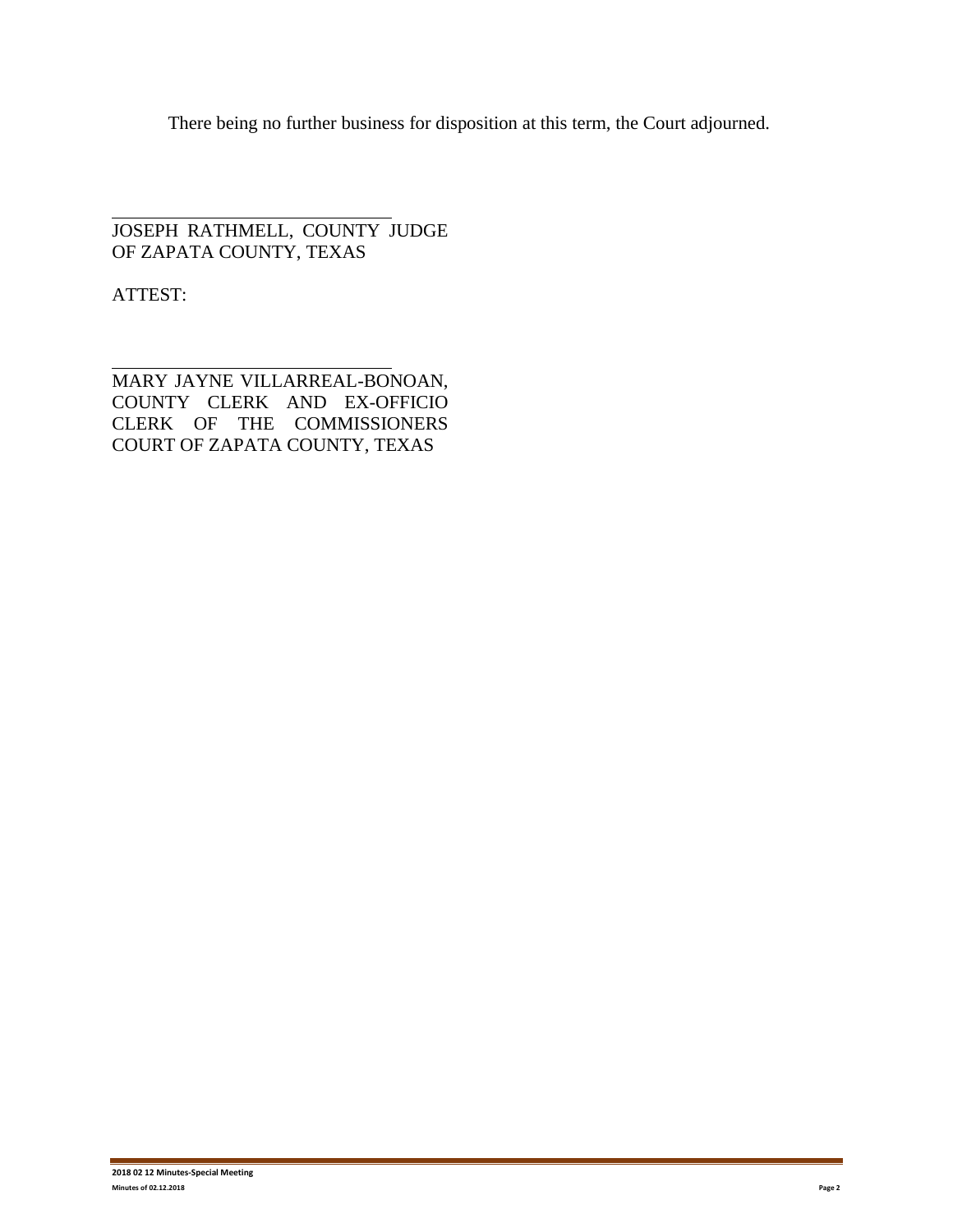There being no further business for disposition at this term, the Court adjourned.

\_\_\_\_\_\_\_\_\_\_\_\_\_\_\_\_\_\_\_\_\_\_\_\_\_\_\_\_\_\_

JOSEPH RATHMELL, COUNTY JUDGE OF ZAPATA COUNTY, TEXAS

ATTEST:

\_\_\_\_\_\_\_\_\_\_\_\_\_\_\_\_\_\_\_\_\_\_\_\_\_\_\_\_\_\_

MARY JAYNE VILLARREAL-BONOAN, COUNTY CLERK AND EX-OFFICIO CLERK OF THE COMMISSIONERS COURT OF ZAPATA COUNTY, TEXAS